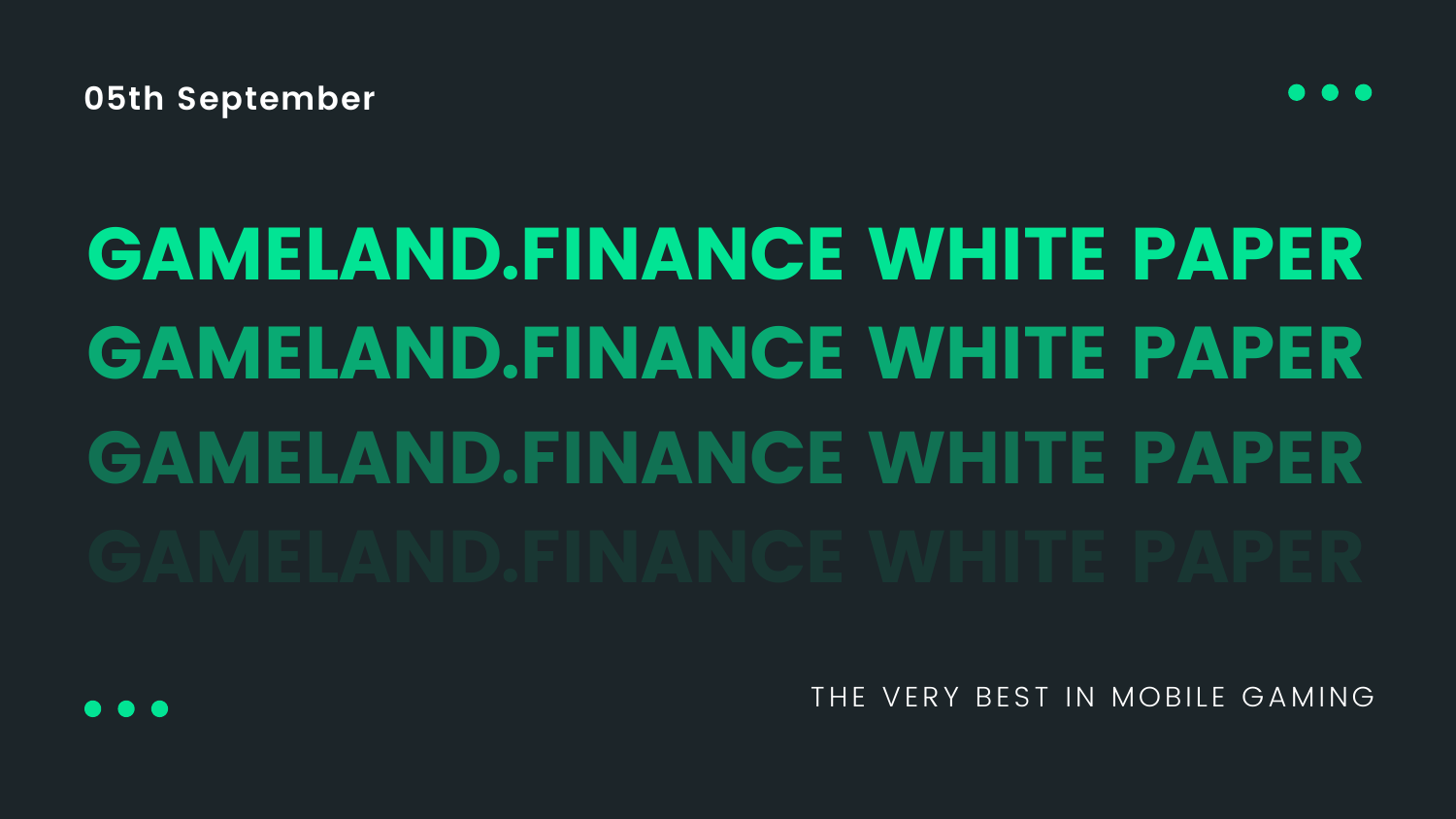05th September

# GAMELAND.FINANCE WHITE PAPER

GAMELAND.FINANCE WHITE PAPER

GAMELAND.FINANCE WHITE PAPER

GAMELAND.FINANCE WHITE PAPER

THE VERY BEST IN MOBILE GAMING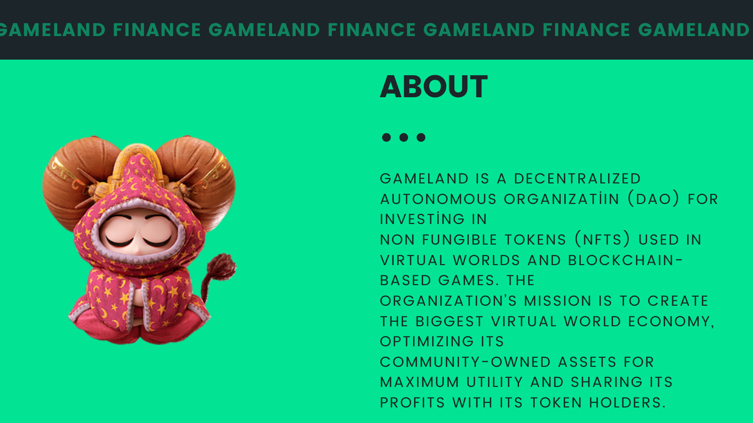GAMELAND FINANCE GAMELAND FINANCE GAMELAND FINANCE GAMELAND

# ABOUT

GAMELAND IS A DECENTRALIZED AUTONOMOUS ORGANIZATİIN (DAO) FOR INVESTİNG IN NON FUNGIBLE TOKENS (NFTS) USED IN VIRTUAL WORLDS AND BLOCKCHAIN-BASED GAMES. THE ORGANIZATION'S MISSION IS TO CREATE THE BIGGEST VIRTUAL WORLD ECONOMY, OPTIMIZING ITS COMMUNITY-OWNED ASSETS FOR MAXIMUM UTILITY AND SHARING ITS PROFITS WITH ITS TOKEN HOLDERS.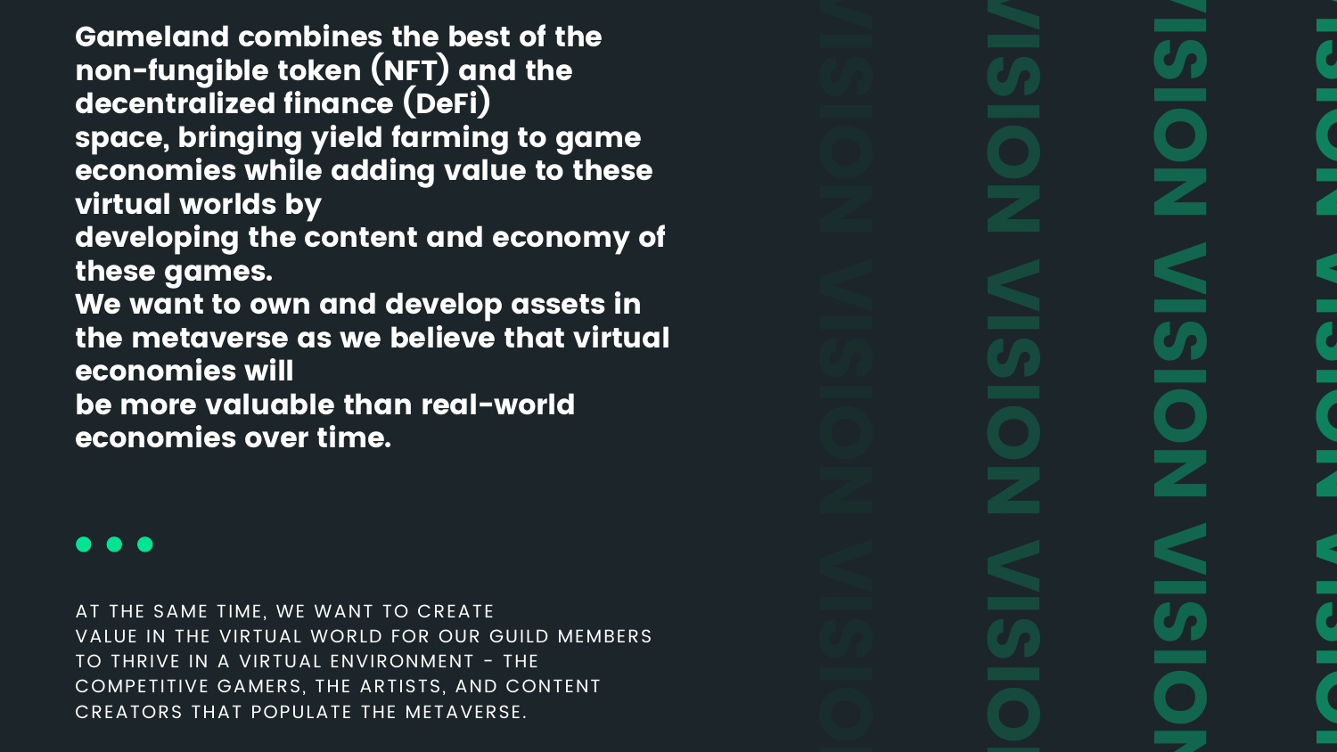**Gameland combines the best of the non-fungible token (NFT) and the decentralized finance (DeFi) space, bringing yield farming to game economies while adding value to these virtual worlds by developing the content and economy of these games.**

**We want to own and develop assets in the metaverse as we believe that virtual economies will be more valuable than real-world economies over time.**

AT THE SAME TIME, WE WANT TO CREATE VALUE IN THE VIRTUAL WORLD FOR OUR GUILD MEMBERS TO THRIVE IN A VIRTUAL ENVIRONMENT - THE COMPETITIVE GAMERS, THE ARTISTS, AND CONTENT CREATORS THAT POPULATE THE METAVERSE.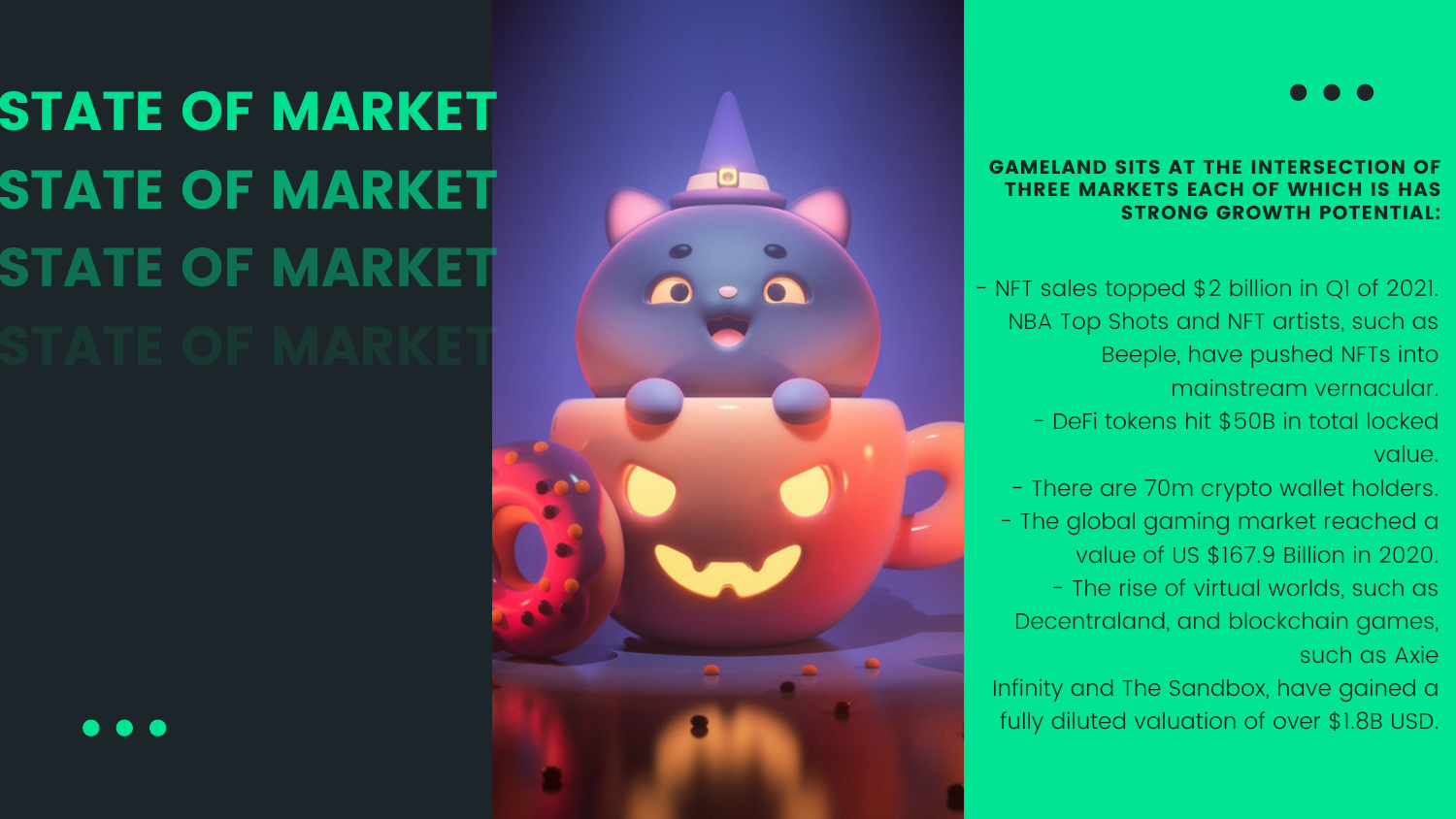# STATE OF MARKET

**GAMELAND SITS AT THE INTERSECTION OF THREE MARKETS EACH OF WHICH IS HAS STRONG GROWTH POTENTIAL:**

- NFT sales topped $2 billion in Q1 of 2021. NBA Top Shots and NFT artists, such as Beeple, have pushed NFTs into mainstream vernacular.
- DeFi tokens hit $50B in total locked value.
- There are 70m crypto wallet holders.
- The global gaming market reached a value of US $167.9 Billion in 2020.
- The rise of virtual worlds, such as Decentraland, and blockchain games, such as Axie Infinity and The Sandbox, have gained a fully diluted valuation of over $1.8B USD.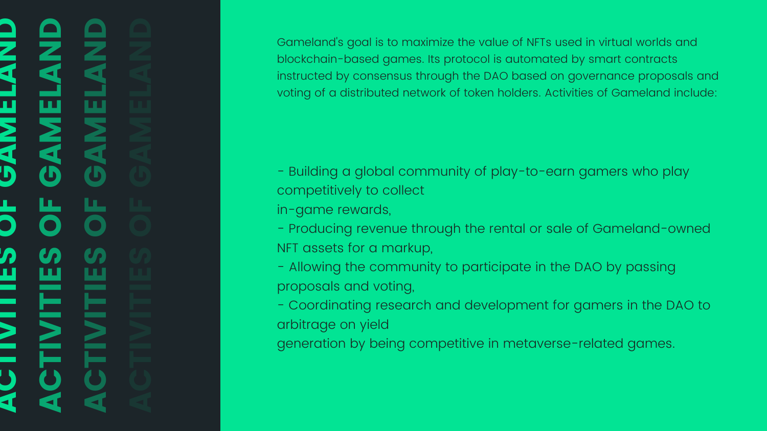# ACTIVITIES OF GAMELAND

Gameland's goal is to maximize the value of NFTs used in virtual worlds and blockchain-based games. Its protocol is automated by smart contracts instructed by consensus through the DAO based on governance proposals and voting of a distributed network of token holders. Activities of Gameland include:

- Building a global community of play-to-earn gamers who play competitively to collect in-game rewards,
- Producing revenue through the rental or sale of Gameland-owned NFT assets for a markup,
- Allowing the community to participate in the DAO by passing proposals and voting,
- Coordinating research and development for gamers in the DAO to arbitrage on yield generation by being competitive in metaverse-related games.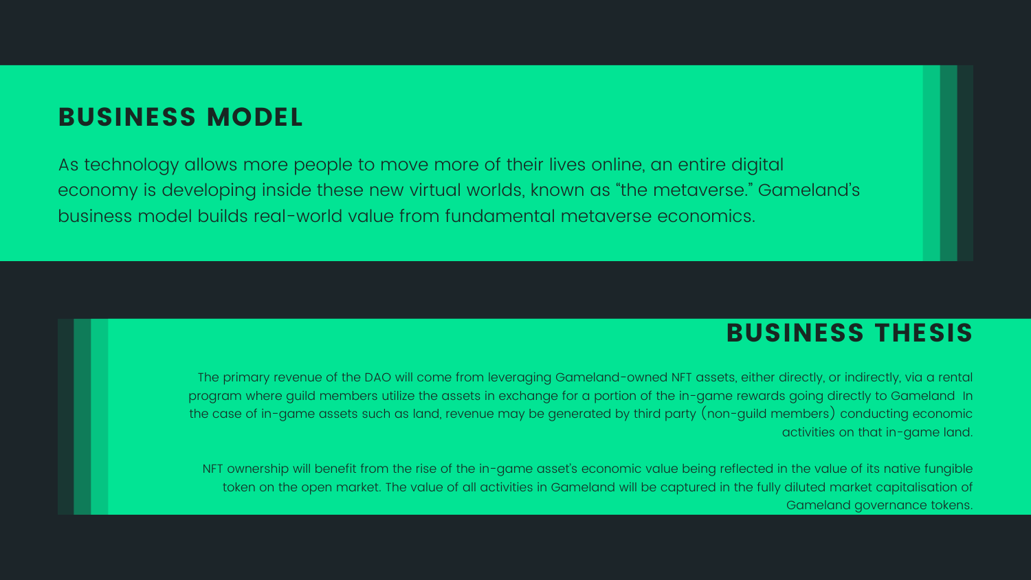## BUSINESS MODEL

As technology allows more people to move more of their lives online, an entire digital economy is developing inside these new virtual worlds, known as "the metaverse." Gameland's business model builds real-world value from fundamental metaverse economics.

## BUSINESS THESIS

The primary revenue of the DAO will come from leveraging Gameland-owned NFT assets, either directly, or indirectly, via a rental program where guild members utilize the assets in exchange for a portion of the in-game rewards going directly to Gameland In the case of in-game assets such as land, revenue may be generated by third party (non-guild members) conducting economic activities on that in-game land.

NFT ownership will benefit from the rise of the in-game asset's economic value being reflected in the value of its native fungible token on the open market. The value of all activities in Gameland will be captured in the fully diluted market capitalisation of Gameland governance tokens.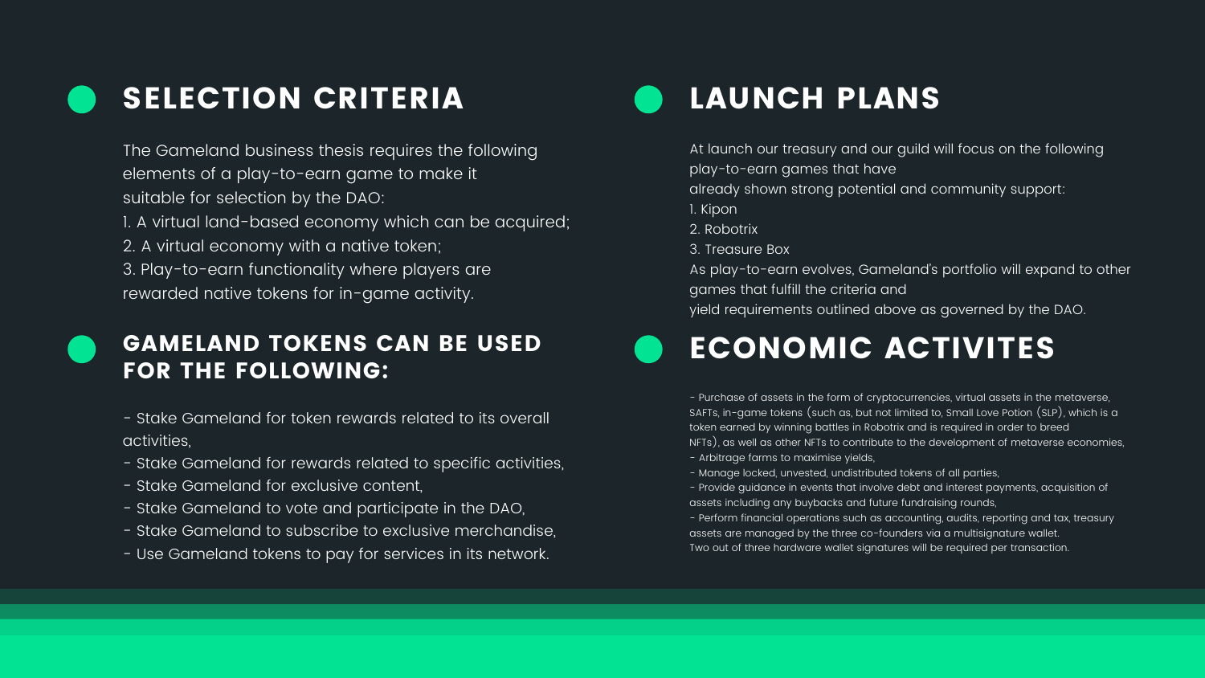## SELECTION CRITERIA

The Gameland business thesis requires the following elements of a play-to-earn game to make it suitable for selection by the DAO:

1. A virtual land-based economy which can be acquired;
2. A virtual economy with a native token;
3. Play-to-earn functionality where players are rewarded native tokens for in-game activity.

## GAMELAND TOKENS CAN BE USED FOR THE FOLLOWING:

- Stake Gameland for token rewards related to its overall activities,
- Stake Gameland for rewards related to specific activities,
- Stake Gameland for exclusive content,
- Stake Gameland to vote and participate in the DAO,
- Stake Gameland to subscribe to exclusive merchandise,
- Use Gameland tokens to pay for services in its network.

## LAUNCH PLANS

At launch our treasury and our guild will focus on the following play-to-earn games that have already shown strong potential and community support:

1. Kipon
2. Robotrix
3. Treasure Box

As play-to-earn evolves, Gameland's portfolio will expand to other games that fulfill the criteria and yield requirements outlined above as governed by the DAO.

## ECONOMIC ACTIVITES

- Purchase of assets in the form of cryptocurrencies, virtual assets in the metaverse, SAFTs, in-game tokens (such as, but not limited to, Small Love Potion (SLP), which is a token earned by winning battles in Robotrix and is required in order to breed NFTs), as well as other NFTs to contribute to the development of metaverse economies,
- Arbitrage farms to maximise yields,
- Manage locked, unvested, undistributed tokens of all parties,
- Provide guidance in events that involve debt and interest payments, acquisition of assets including any buybacks and future fundraising rounds,
- Perform financial operations such as accounting, audits, reporting and tax, treasury assets are managed by the three co-founders via a multisignature wallet.

Two out of three hardware wallet signatures will be required per transaction.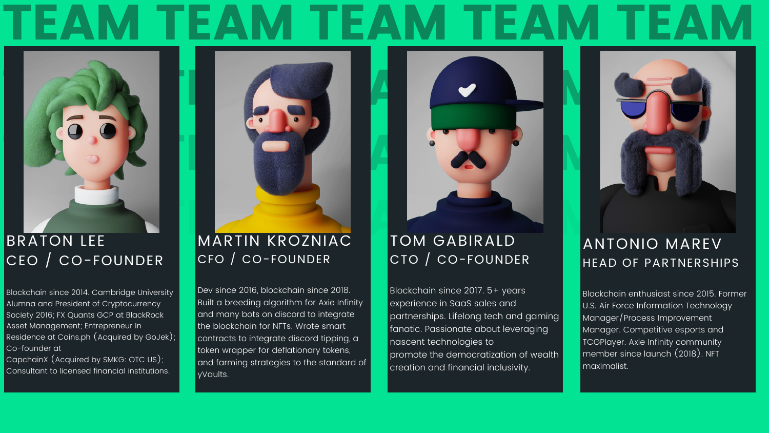# TEAM

## BRATON LEE
### CEO / CO-FOUNDER

Blockchain since 2014. Cambridge University Alumna and President of Cryptocurrency Society 2016; FX Quants GCP at BlackRock Asset Management; Entrepreneur In Residence at Coins.ph (Acquired by GoJek); Co-founder at CapchainX (Acquired by SMKG: OTC US); Consultant to licensed financial institutions.

## MARTIN KROZNIAC
### CFO / CO-FOUNDER

Dev since 2016, blockchain since 2018. Built a breeding algorithm for Axie Infinity and many bots on discord to integrate the blockchain for NFTs. Wrote smart contracts to integrate discord tipping, a token wrapper for deflationary tokens, and farming strategies to the standard of yVaults.

## TOM GABIRALD
### CTO / CO-FOUNDER

Blockchain since 2017. 5+ years experience in SaaS sales and partnerships. Lifelong tech and gaming fanatic. Passionate about leveraging nascent technologies to promote the democratization of wealth creation and financial inclusivity.

## ANTONIO MAREV
### HEAD OF PARTNERSHIPS

Blockchain enthusiast since 2015. Former U.S. Air Force Information Technology Manager/Process Improvement Manager. Competitive esports and TCGPlayer. Axie Infinity community member since launch (2018). NFT maximalist.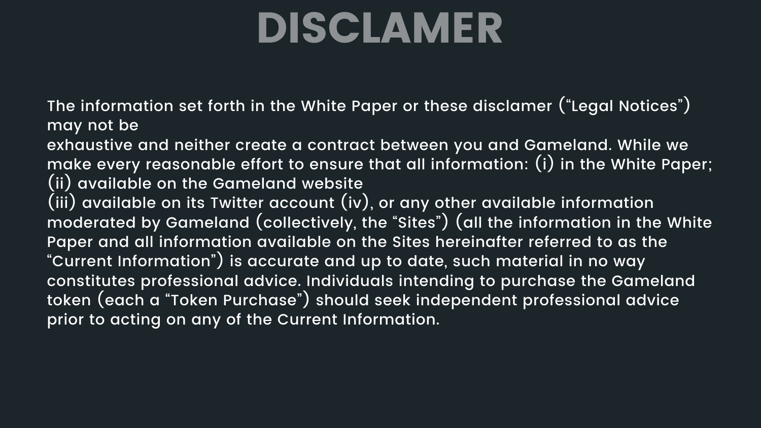# DISCLAMER

The information set forth in the White Paper or these disclamer ("Legal Notices") may not be exhaustive and neither create a contract between you and Gameland. While we make every reasonable effort to ensure that all information: (i) in the White Paper; (ii) available on the Gameland website (iii) available on its Twitter account (iv), or any other available information moderated by Gameland (collectively, the "Sites") (all the information in the White Paper and all information available on the Sites hereinafter referred to as the "Current Information") is accurate and up to date, such material in no way constitutes professional advice. Individuals intending to purchase the Gameland token (each a "Token Purchase") should seek independent professional advice prior to acting on any of the Current Information.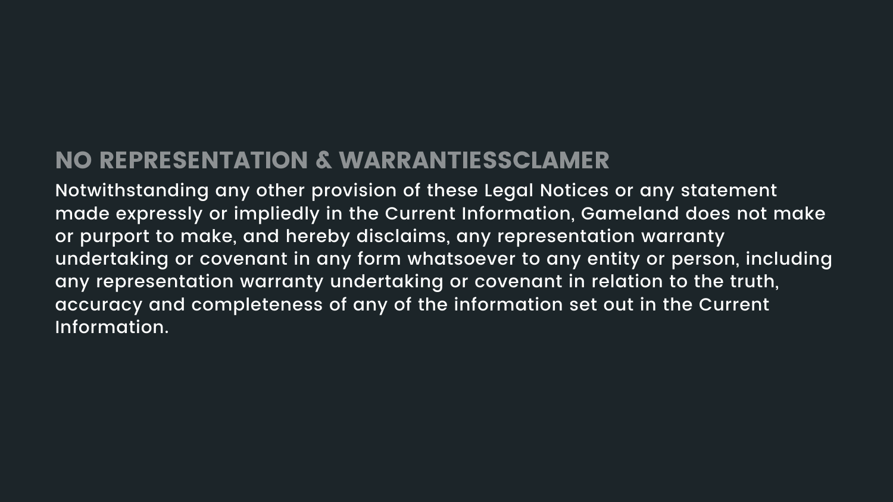## NO REPRESENTATION & WARRANTIESSCLAMER

Notwithstanding any other provision of these Legal Notices or any statement made expressly or impliedly in the Current Information, Gameland does not make or purport to make, and hereby disclaims, any representation warranty undertaking or covenant in any form whatsoever to any entity or person, including any representation warranty undertaking or covenant in relation to the truth, accuracy and completeness of any of the information set out in the Current Information.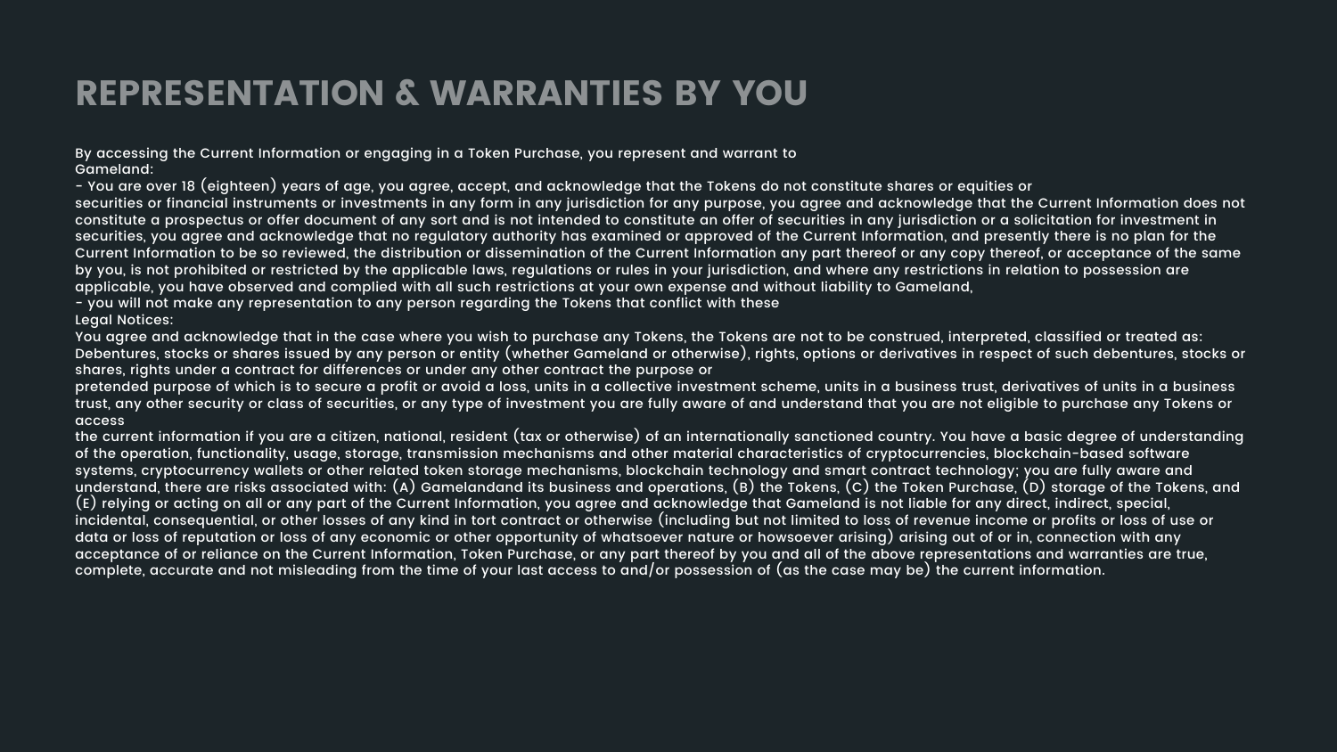# REPRESENTATION & WARRANTIES BY YOU

By accessing the Current Information or engaging in a Token Purchase, you represent and warrant to Gameland:

- You are over 18 (eighteen) years of age, you agree, accept, and acknowledge that the Tokens do not constitute shares or equities or securities or financial instruments or investments in any form in any jurisdiction for any purpose, you agree and acknowledge that the Current Information does not constitute a prospectus or offer document of any sort and is not intended to constitute an offer of securities in any jurisdiction or a solicitation for investment in securities, you agree and acknowledge that no regulatory authority has examined or approved of the Current Information, and presently there is no plan for the Current Information to be so reviewed, the distribution or dissemination of the Current Information any part thereof or any copy thereof, or acceptance of the same by you, is not prohibited or restricted by the applicable laws, regulations or rules in your jurisdiction, and where any restrictions in relation to possession are applicable, you have observed and complied with all such restrictions at your own expense and without liability to Gameland,
- you will not make any representation to any person regarding the Tokens that conflict with these Legal Notices:

You agree and acknowledge that in the case where you wish to purchase any Tokens, the Tokens are not to be construed, interpreted, classified or treated as: Debentures, stocks or shares issued by any person or entity (whether Gameland or otherwise), rights, options or derivatives in respect of such debentures, stocks or shares, rights under a contract for differences or under any other contract the purpose or pretended purpose of which is to secure a profit or avoid a loss, units in a collective investment scheme, units in a business trust, derivatives of units in a business trust, any other security or class of securities, or any type of investment you are fully aware of and understand that you are not eligible to purchase any Tokens or access the current information if you are a citizen, national, resident (tax or otherwise) of an internationally sanctioned country. You have a basic degree of understanding of the operation, functionality, usage, storage, transmission mechanisms and other material characteristics of cryptocurrencies, blockchain-based software systems, cryptocurrency wallets or other related token storage mechanisms, blockchain technology and smart contract technology; you are fully aware and understand, there are risks associated with: (A) Gamelandand its business and operations, (B) the Tokens, (C) the Token Purchase, (D) storage of the Tokens, and (E) relying or acting on all or any part of the Current Information, you agree and acknowledge that Gameland is not liable for any direct, indirect, special, incidental, consequential, or other losses of any kind in tort contract or otherwise (including but not limited to loss of revenue income or profits or loss of use or data or loss of reputation or loss of any economic or other opportunity of whatsoever nature or howsoever arising) arising out of or in, connection with any acceptance of or reliance on the Current Information, Token Purchase, or any part thereof by you and all of the above representations and warranties are true, complete, accurate and not misleading from the time of your last access to and/or possession of (as the case may be) the current information.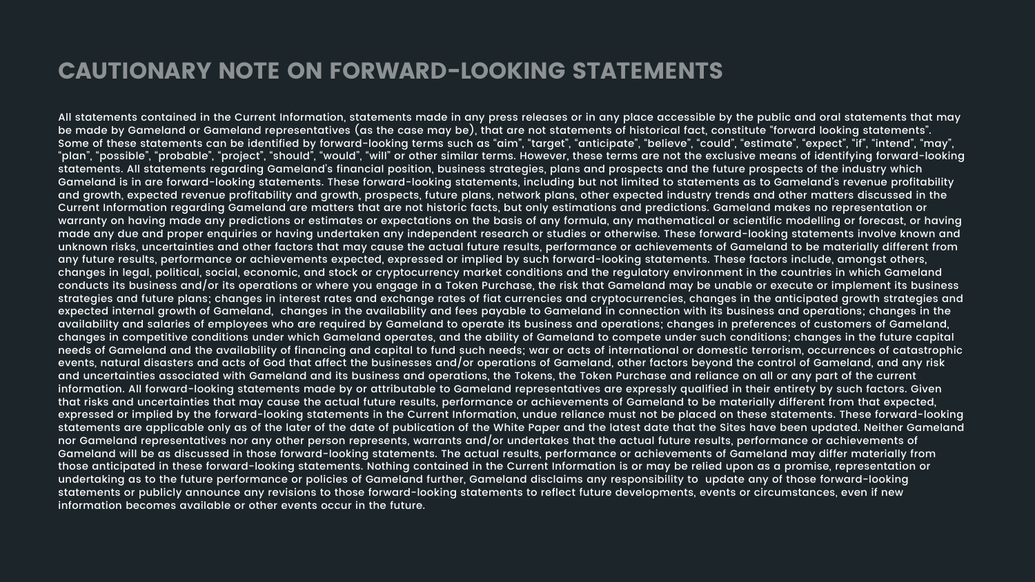# CAUTIONARY NOTE ON FORWARD-LOOKING STATEMENTS

All statements contained in the Current Information, statements made in any press releases or in any place accessible by the public and oral statements that may be made by Gameland or Gameland representatives (as the case may be), that are not statements of historical fact, constitute "forward looking statements". Some of these statements can be identified by forward-looking terms such as "aim", "target", "anticipate", "believe", "could", "estimate", "expect", "if", "intend", "may", "plan", "possible", "probable", "project", "should", "would", "will" or other similar terms. However, these terms are not the exclusive means of identifying forward-looking statements. All statements regarding Gameland's financial position, business strategies, plans and prospects and the future prospects of the industry which Gameland is in are forward-looking statements. These forward-looking statements, including but not limited to statements as to Gameland's revenue profitability and growth, expected revenue profitability and growth, prospects, future plans, network plans, other expected industry trends and other matters discussed in the Current Information regarding Gameland are matters that are not historic facts, but only estimations and predictions. Gameland makes no representation or warranty on having made any predictions or estimates or expectations on the basis of any formula, any mathematical or scientific modelling or forecast, or having made any due and proper enquiries or having undertaken any independent research or studies or otherwise. These forward-looking statements involve known and unknown risks, uncertainties and other factors that may cause the actual future results, performance or achievements of Gameland to be materially different from any future results, performance or achievements expected, expressed or implied by such forward-looking statements. These factors include, amongst others, changes in legal, political, social, economic, and stock or cryptocurrency market conditions and the regulatory environment in the countries in which Gameland conducts its business and/or its operations or where you engage in a Token Purchase, the risk that Gameland may be unable or execute or implement its business strategies and future plans; changes in interest rates and exchange rates of fiat currencies and cryptocurrencies, changes in the anticipated growth strategies and expected internal growth of Gameland, changes in the availability and fees payable to Gameland in connection with its business and operations; changes in the availability and salaries of employees who are required by Gameland to operate its business and operations; changes in preferences of customers of Gameland, changes in competitive conditions under which Gameland operates, and the ability of Gameland to compete under such conditions; changes in the future capital needs of Gameland and the availability of financing and capital to fund such needs; war or acts of international or domestic terrorism, occurrences of catastrophic events, natural disasters and acts of God that affect the businesses and/or operations of Gameland, other factors beyond the control of Gameland, and any risk and uncertainties associated with Gameland and its business and operations, the Tokens, the Token Purchase and reliance on all or any part of the current information. All forward-looking statements made by or attributable to Gameland representatives are expressly qualified in their entirety by such factors. Given that risks and uncertainties that may cause the actual future results, performance or achievements of Gameland to be materially different from that expected, expressed or implied by the forward-looking statements in the Current Information, undue reliance must not be placed on these statements. These forward-looking statements are applicable only as of the later of the date of publication of the White Paper and the latest date that the Sites have been updated. Neither Gameland nor Gameland representatives nor any other person represents, warrants and/or undertakes that the actual future results, performance or achievements of Gameland will be as discussed in those forward-looking statements. The actual results, performance or achievements of Gameland may differ materially from those anticipated in these forward-looking statements. Nothing contained in the Current Information is or may be relied upon as a promise, representation or undertaking as to the future performance or policies of Gameland further, Gameland disclaims any responsibility to update any of those forward-looking statements or publicly announce any revisions to those forward-looking statements to reflect future developments, events or circumstances, even if new information becomes available or other events occur in the future.